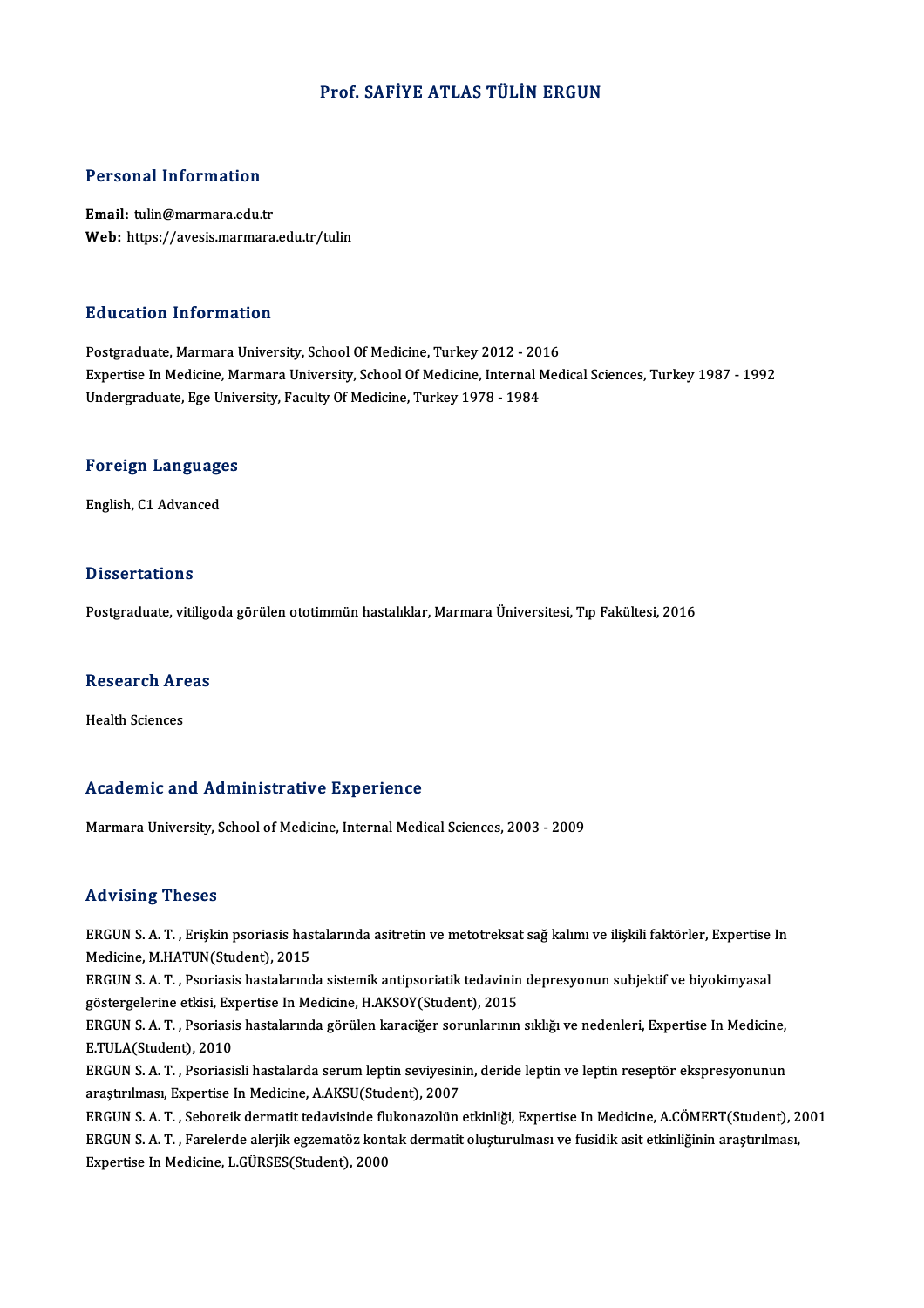# Prof. SAFİYE ATLAS TÜLİN ERGUN

## Personal Information

**Email:** tulin@marmara.edu.tr
**Web:** https://avesis.marmara.edu.tr/tulin

## Education Information

Postgraduate, Marmara University, School Of Medicine, Turkey 2012 - 2016
Expertise In Medicine, Marmara University, School Of Medicine, Internal Medical Sciences, Turkey 1987 - 1992
Undergraduate, Ege University, Faculty Of Medicine, Turkey 1978 - 1984

## Foreign Languages

English, C1 Advanced

## Dissertations

Postgraduate, vitiligoda görülen ototimmün hastalıklar, Marmara Üniversitesi, Tıp Fakültesi, 2016

## Research Areas

Health Sciences

## Academic and Administrative Experience

Marmara University, School of Medicine, Internal Medical Sciences, 2003 - 2009

## Advising Theses

ERGUN S. A. T. , Erişkin psoriasis hastalarında asitretin ve metotreksat sağ kalımı ve ilişkili faktörler, Expertise In Medicine, M.HATUN(Student), 2015
ERGUN S. A. T. , Psoriasis hastalarında sistemik antipsoriatik tedavinin depresyonun subjektif ve biyokimyasal göstergelerine etkisi, Expertise In Medicine, H.AKSOY(Student), 2015
ERGUN S. A. T. , Psoriasis hastalarında görülen karaciğer sorunlarının sıklığı ve nedenleri, Expertise In Medicine, E.TULA(Student), 2010
ERGUN S. A. T. , Psoriasisli hastalarda serum leptin seviyesinin, deride leptin ve leptin reseptör ekspresyonunun araştırılması, Expertise In Medicine, A.AKSU(Student), 2007
ERGUN S. A. T. , Seboreik dermatit tedavisinde flukonazolün etkinliği, Expertise In Medicine, A.CÖMERT(Student), 2001
ERGUN S. A. T. , Farelerde alerjik egzematöz kontak dermatit oluşturulması ve fusidik asit etkinliğinin araştırılması, Expertise In Medicine, L.GÜRSES(Student), 2000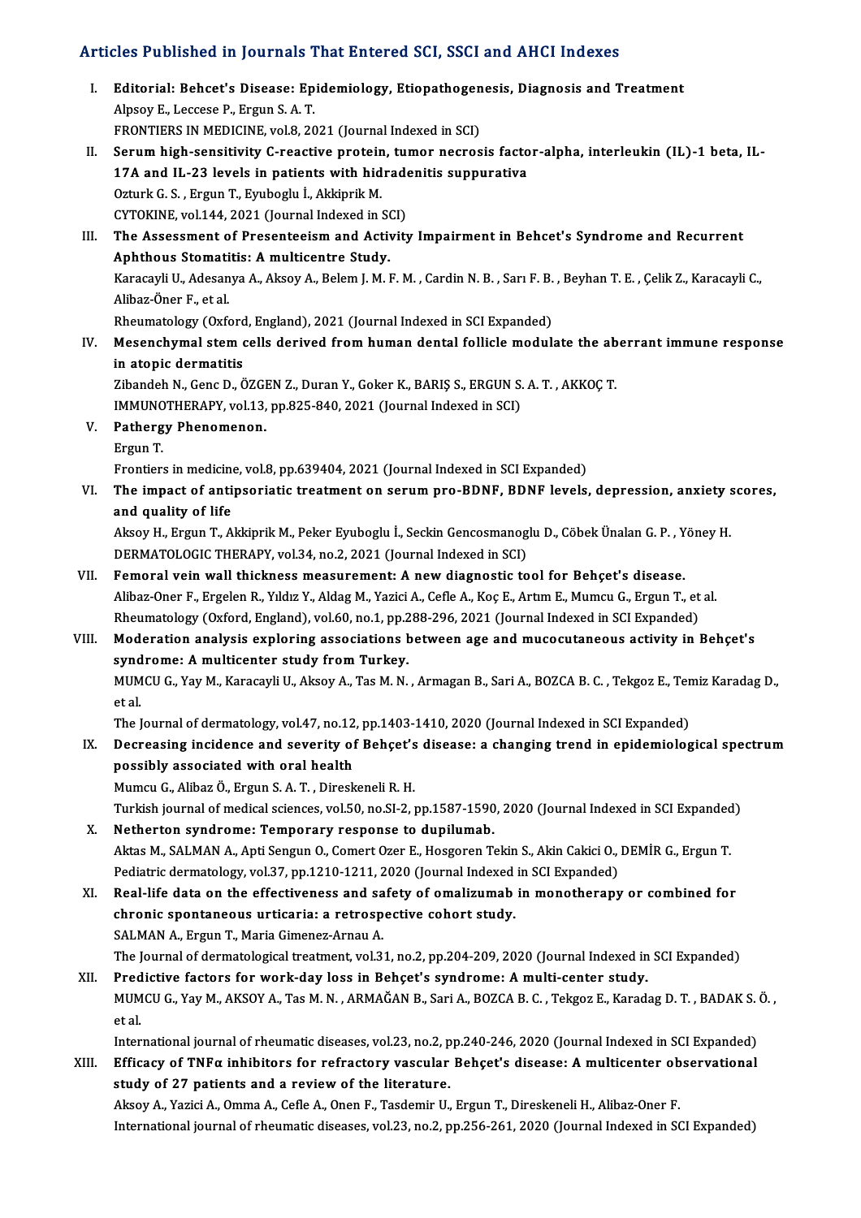## Articles Published in Journals That Entered SCI, SSCI and AHCI Indexes

I. **Editorial: Behcet's Disease: Epidemiology, Etiopathogenesis, Diagnosis and Treatment**
Alpsoy E., Leccese P., Ergun S. A. T.
FRONTIERS IN MEDICINE, vol.8, 2021 (Journal Indexed in SCI)

II. **Serum high-sensitivity C-reactive protein, tumor necrosis factor-alpha, interleukin (IL)-1 beta, IL-17A and IL-23 levels in patients with hidradenitis suppurativa**
Ozturk G. S. , Ergun T., Eyuboglu İ., Akkiprik M.
CYTOKINE, vol.144, 2021 (Journal Indexed in SCI)

III. **The Assessment of Presenteeism and Activity Impairment in Behcet's Syndrome and Recurrent Aphthous Stomatitis: A multicentre Study.**
Karacayli U., Adesanya A., Aksoy A., Belem J. M. F. M. , Cardin N. B. , Sarı F. B. , Beyhan T. E. , Çelik Z., Karacayli C., Alibaz-Öner F., et al.
Rheumatology (Oxford, England), 2021 (Journal Indexed in SCI Expanded)

IV. **Mesenchymal stem cells derived from human dental follicle modulate the aberrant immune response in atopic dermatitis**
Zibandeh N., Genc D., ÖZGEN Z., Duran Y., Goker K., BARIŞ S., ERGUN S. A. T. , AKKOÇ T.
IMMUNOTHERAPY, vol.13, pp.825-840, 2021 (Journal Indexed in SCI)

V. **Pathergy Phenomenon.**
Ergun T.
Frontiers in medicine, vol.8, pp.639404, 2021 (Journal Indexed in SCI Expanded)

VI. **The impact of antipsoriatic treatment on serum pro-BDNF, BDNF levels, depression, anxiety scores, and quality of life**
Aksoy H., Ergun T., Akkiprik M., Peker Eyuboglu İ., Seckin Gencosmanoglu D., Cöbek Ünalan G. P. , Yöney H.
DERMATOLOGIC THERAPY, vol.34, no.2, 2021 (Journal Indexed in SCI)

VII. **Femoral vein wall thickness measurement: A new diagnostic tool for Behçet's disease.**
Alibaz-Oner F., Ergelen R., Yıldız Y., Aldag M., Yazici A., Cefle A., Koç E., Artım E., Mumcu G., Ergun T., et al.
Rheumatology (Oxford, England), vol.60, no.1, pp.288-296, 2021 (Journal Indexed in SCI Expanded)

VIII. **Moderation analysis exploring associations between age and mucocutaneous activity in Behçet's syndrome: A multicenter study from Turkey.**
MUMCU G., Yay M., Karacayli U., Aksoy A., Tas M. N. , Armagan B., Sari A., BOZCA B. C. , Tekgoz E., Temiz Karadag D., et al.
The Journal of dermatology, vol.47, no.12, pp.1403-1410, 2020 (Journal Indexed in SCI Expanded)

IX. **Decreasing incidence and severity of Behçet's disease: a changing trend in epidemiological spectrum possibly associated with oral health**
Mumcu G., Alibaz Ö., Ergun S. A. T. , Direskeneli R. H.
Turkish journal of medical sciences, vol.50, no.SI-2, pp.1587-1590, 2020 (Journal Indexed in SCI Expanded)

X. **Netherton syndrome: Temporary response to dupilumab.**
Aktas M., SALMAN A., Apti Sengun O., Comert Ozer E., Hosgoren Tekin S., Akin Cakici O., DEMİR G., Ergun T.
Pediatric dermatology, vol.37, pp.1210-1211, 2020 (Journal Indexed in SCI Expanded)

XI. **Real-life data on the effectiveness and safety of omalizumab in monotherapy or combined for chronic spontaneous urticaria: a retrospective cohort study.**
SALMAN A., Ergun T., Maria Gimenez-Arnau A.
The Journal of dermatological treatment, vol.31, no.2, pp.204-209, 2020 (Journal Indexed in SCI Expanded)

XII. **Predictive factors for work-day loss in Behçet's syndrome: A multi-center study.**
MUMCU G., Yay M., AKSOY A., Tas M. N. , ARMAĞAN B., Sari A., BOZCA B. C. , Tekgoz E., Karadag D. T. , BADAK S. Ö. , et al.
International journal of rheumatic diseases, vol.23, no.2, pp.240-246, 2020 (Journal Indexed in SCI Expanded)

XIII. **Efficacy of TNFα inhibitors for refractory vascular Behçet's disease: A multicenter observational study of 27 patients and a review of the literature.**
Aksoy A., Yazici A., Omma A., Cefle A., Onen F., Tasdemir U., Ergun T., Direskeneli H., Alibaz-Oner F.
International journal of rheumatic diseases, vol.23, no.2, pp.256-261, 2020 (Journal Indexed in SCI Expanded)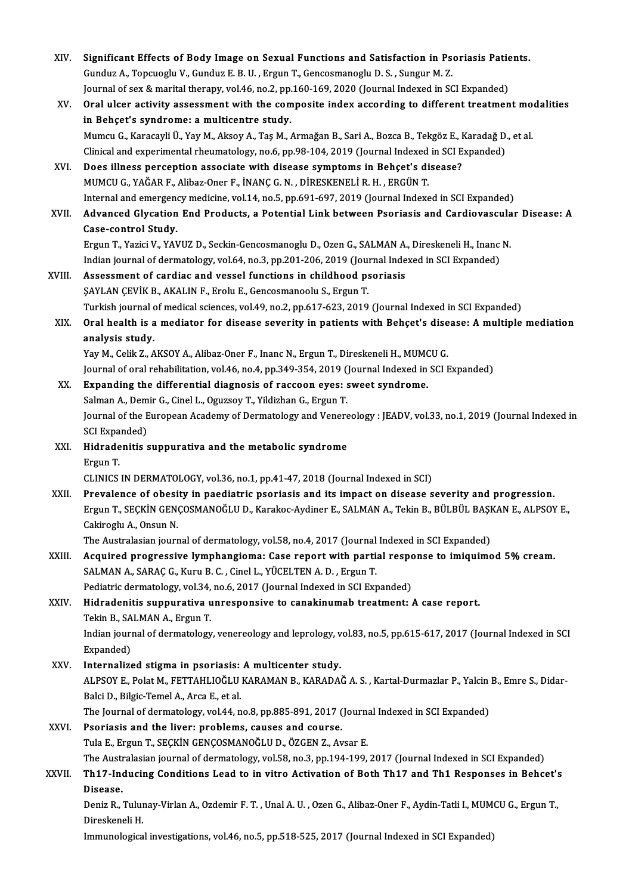XIV. **Significant Effects of Body Image on Sexual Functions and Satisfaction in Psoriasis Patients.**
Gunduz A., Topcuoglu V., Gunduz E. B. U. , Ergun T., Gencosmanoglu D. S. , Sungur M. Z.
Journal of sex & marital therapy, vol.46, no.2, pp.160-169, 2020 (Journal Indexed in SCI Expanded)

XV. **Oral ulcer activity assessment with the composite index according to different treatment modalities in Behçet's syndrome: a multicentre study.**
Mumcu G., Karacayli Ü., Yay M., Aksoy A., Taş M., Armağan B., Sari A., Bozca B., Tekgöz E., Karadağ D., et al.
Clinical and experimental rheumatology, no.6, pp.98-104, 2019 (Journal Indexed in SCI Expanded)

XVI. **Does illness perception associate with disease symptoms in Behçet's disease?**
MUMCU G., YAĞAR F., Alibaz-Oner F., İNANÇ G. N. , DİRESKENELİ R. H. , ERGÜN T.
Internal and emergency medicine, vol.14, no.5, pp.691-697, 2019 (Journal Indexed in SCI Expanded)

XVII. **Advanced Glycation End Products, a Potential Link between Psoriasis and Cardiovascular Disease: A Case-control Study.**
Ergun T., Yazici V., YAVUZ D., Seckin-Gencosmanoglu D., Ozen G., SALMAN A., Direskeneli H., Inanc N.
Indian journal of dermatology, vol.64, no.3, pp.201-206, 2019 (Journal Indexed in SCI Expanded)

XVIII. **Assessment of cardiac and vessel functions in childhood psoriasis**
ŞAYLAN ÇEVİK B., AKALIN F., Erolu E., Gencosmanoolu S., Ergun T.
Turkish journal of medical sciences, vol.49, no.2, pp.617-623, 2019 (Journal Indexed in SCI Expanded)

XIX. **Oral health is a mediator for disease severity in patients with Behçet's disease: A multiple mediation analysis study.**
Yay M., Celik Z., AKSOY A., Alibaz-Oner F., Inanc N., Ergun T., Direskeneli H., MUMCU G.
Journal of oral rehabilitation, vol.46, no.4, pp.349-354, 2019 (Journal Indexed in SCI Expanded)

XX. **Expanding the differential diagnosis of raccoon eyes: sweet syndrome.**
Salman A., Demir G., Cinel L., Oguzsoy T., Yildizhan G., Ergun T.
Journal of the European Academy of Dermatology and Venereology : JEADV, vol.33, no.1, 2019 (Journal Indexed in SCI Expanded)

XXI. **Hidradenitis suppurativa and the metabolic syndrome**
Ergun T.
CLINICS IN DERMATOLOGY, vol.36, no.1, pp.41-47, 2018 (Journal Indexed in SCI)

XXII. **Prevalence of obesity in paediatric psoriasis and its impact on disease severity and progression.**
Ergun T., SEÇKİN GENÇOSMANOĞLU D., Karakoc-Aydiner E., SALMAN A., Tekin B., BÜLBÜL BAŞKAN E., ALPSOY E., Cakiroglu A., Onsun N.
The Australasian journal of dermatology, vol.58, no.4, 2017 (Journal Indexed in SCI Expanded)

XXIII. **Acquired progressive lymphangioma: Case report with partial response to imiquimod 5% cream.**
SALMAN A., SARAÇ G., Kuru B. C. , Cinel L., YÜCELTEN A. D. , Ergun T.
Pediatric dermatology, vol.34, no.6, 2017 (Journal Indexed in SCI Expanded)

XXIV. **Hidradenitis suppurativa unresponsive to canakinumab treatment: A case report.**
Tekin B., SALMAN A., Ergun T.
Indian journal of dermatology, venereology and leprology, vol.83, no.5, pp.615-617, 2017 (Journal Indexed in SCI Expanded)

XXV. **Internalized stigma in psoriasis: A multicenter study.**
ALPSOY E., Polat M., FETTAHLIOĞLU KARAMAN B., KARADAĞ A. S. , Kartal-Durmazlar P., Yalcin B., Emre S., Didar-Balci D., Bilgic-Temel A., Arca E., et al.
The Journal of dermatology, vol.44, no.8, pp.885-891, 2017 (Journal Indexed in SCI Expanded)

XXVI. **Psoriasis and the liver: problems, causes and course.**
Tula E., Ergun T., SEÇKİN GENÇOSMANOĞLU D., ÖZGEN Z., Avsar E.
The Australasian journal of dermatology, vol.58, no.3, pp.194-199, 2017 (Journal Indexed in SCI Expanded)

XXVII. **Th17-Inducing Conditions Lead to in vitro Activation of Both Th17 and Th1 Responses in Behcet's Disease.**
Deniz R., Tulunay-Virlan A., Ozdemir F. T. , Unal A. U. , Ozen G., Alibaz-Oner F., Aydin-Tatli I., MUMCU G., Ergun T., Direskeneli H.
Immunological investigations, vol.46, no.5, pp.518-525, 2017 (Journal Indexed in SCI Expanded)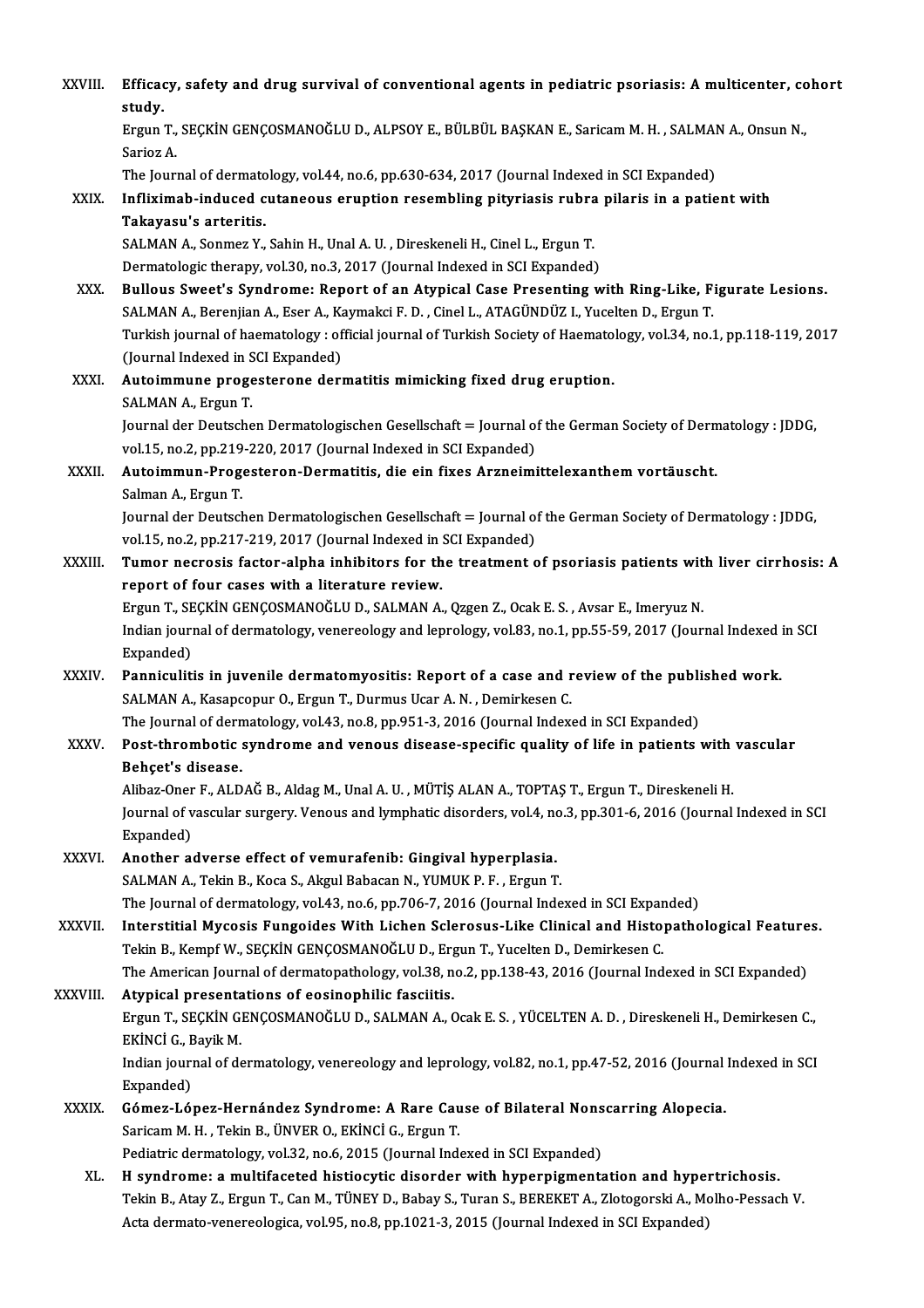XXVIII. **Efficacy, safety and drug survival of conventional agents in pediatric psoriasis: A multicenter, cohort study.**
Ergun T., SEÇKİN GENÇOSMANOĞLU D., ALPSOY E., BÜLBÜL BAŞKAN E., Saricam M. H. , SALMAN A., Onsun N., Sarioz A.
The Journal of dermatology, vol.44, no.6, pp.630-634, 2017 (Journal Indexed in SCI Expanded)

XXIX. **Infliximab-induced cutaneous eruption resembling pityriasis rubra pilaris in a patient with Takayasu's arteritis.**
SALMAN A., Sonmez Y., Sahin H., Unal A. U. , Direskeneli H., Cinel L., Ergun T.
Dermatologic therapy, vol.30, no.3, 2017 (Journal Indexed in SCI Expanded)

XXX. **Bullous Sweet's Syndrome: Report of an Atypical Case Presenting with Ring-Like, Figurate Lesions.**
SALMAN A., Berenjian A., Eser A., Kaymakci F. D. , Cinel L., ATAGÜNDÜZ I., Yucelten D., Ergun T.
Turkish journal of haematology : official journal of Turkish Society of Haematology, vol.34, no.1, pp.118-119, 2017 (Journal Indexed in SCI Expanded)

XXXI. **Autoimmune progesterone dermatitis mimicking fixed drug eruption.**
SALMAN A., Ergun T.
Journal der Deutschen Dermatologischen Gesellschaft = Journal of the German Society of Dermatology : JDDG, vol.15, no.2, pp.219-220, 2017 (Journal Indexed in SCI Expanded)

XXXII. **Autoimmun-Progesteron-Dermatitis, die ein fixes Arzneimittelexanthem vortäuscht.**
Salman A., Ergun T.
Journal der Deutschen Dermatologischen Gesellschaft = Journal of the German Society of Dermatology : JDDG, vol.15, no.2, pp.217-219, 2017 (Journal Indexed in SCI Expanded)

XXXIII. **Tumor necrosis factor-alpha inhibitors for the treatment of psoriasis patients with liver cirrhosis: A report of four cases with a literature review.**
Ergun T., SEÇKİN GENÇOSMANOĞLU D., SALMAN A., Qzgen Z., Ocak E. S. , Avsar E., Imeryuz N.
Indian journal of dermatology, venereology and leprology, vol.83, no.1, pp.55-59, 2017 (Journal Indexed in SCI Expanded)

XXXIV. **Panniculitis in juvenile dermatomyositis: Report of a case and review of the published work.**
SALMAN A., Kasapcopur O., Ergun T., Durmus Ucar A. N. , Demirkesen C.
The Journal of dermatology, vol.43, no.8, pp.951-3, 2016 (Journal Indexed in SCI Expanded)

XXXV. **Post-thrombotic syndrome and venous disease-specific quality of life in patients with vascular Behçet's disease.**
Alibaz-Oner F., ALDAĞ B., Aldag M., Unal A. U. , MÜTİŞ ALAN A., TOPTAŞ T., Ergun T., Direskeneli H.
Journal of vascular surgery. Venous and lymphatic disorders, vol.4, no.3, pp.301-6, 2016 (Journal Indexed in SCI Expanded)

XXXVI. **Another adverse effect of vemurafenib: Gingival hyperplasia.**
SALMAN A., Tekin B., Koca S., Akgul Babacan N., YUMUK P. F. , Ergun T.
The Journal of dermatology, vol.43, no.6, pp.706-7, 2016 (Journal Indexed in SCI Expanded)

XXXVII. **Interstitial Mycosis Fungoides With Lichen Sclerosus-Like Clinical and Histopathological Features.**
Tekin B., Kempf W., SEÇKİN GENÇOSMANOĞLU D., Ergun T., Yucelten D., Demirkesen C.
The American Journal of dermatopathology, vol.38, no.2, pp.138-43, 2016 (Journal Indexed in SCI Expanded)

XXXVIII. **Atypical presentations of eosinophilic fasciitis.**
Ergun T., SEÇKİN GENÇOSMANOĞLU D., SALMAN A., Ocak E. S. , YÜCELTEN A. D. , Direskeneli H., Demirkesen C., EKİNCİ G., Bayik M.
Indian journal of dermatology, venereology and leprology, vol.82, no.1, pp.47-52, 2016 (Journal Indexed in SCI Expanded)

XXXIX. **Gómez-López-Hernández Syndrome: A Rare Cause of Bilateral Nonscarring Alopecia.**
Saricam M. H. , Tekin B., ÜNVER O., EKİNCİ G., Ergun T.
Pediatric dermatology, vol.32, no.6, 2015 (Journal Indexed in SCI Expanded)

XL. **H syndrome: a multifaceted histiocytic disorder with hyperpigmentation and hypertrichosis.**
Tekin B., Atay Z., Ergun T., Can M., TÜNEY D., Babay S., Turan S., BEREKET A., Zlotogorski A., Molho-Pessach V.
Acta dermato-venereologica, vol.95, no.8, pp.1021-3, 2015 (Journal Indexed in SCI Expanded)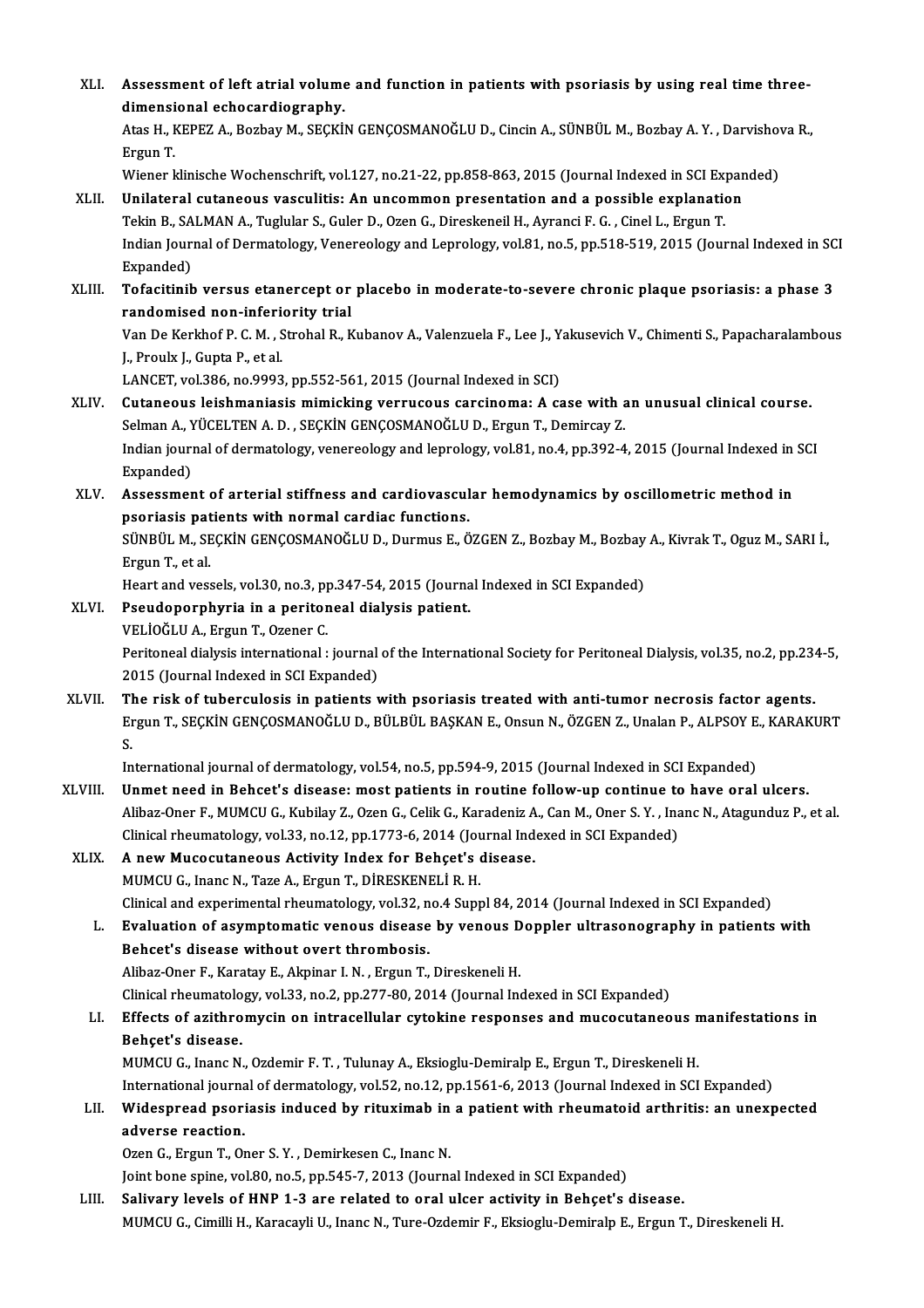XLI. **Assessment of left atrial volume and function in patients with psoriasis by using real time three-dimensional echocardiography.**
Atas H., KEPEZ A., Bozbay M., SEÇKİN GENÇOSMANOĞLU D., Cincin A., SÜNBÜL M., Bozbay A. Y. , Darvishova R., Ergun T.
Wiener klinische Wochenschrift, vol.127, no.21-22, pp.858-863, 2015 (Journal Indexed in SCI Expanded)

XLII. **Unilateral cutaneous vasculitis: An uncommon presentation and a possible explanation**
Tekin B., SALMAN A., Tuglular S., Guler D., Ozen G., Direskeneil H., Ayranci F. G. , Cinel L., Ergun T.
Indian Journal of Dermatology, Venereology and Leprology, vol.81, no.5, pp.518-519, 2015 (Journal Indexed in SCI Expanded)

XLIII. **Tofacitinib versus etanercept or placebo in moderate-to-severe chronic plaque psoriasis: a phase 3 randomised non-inferiority trial**
Van De Kerkhof P. C. M. , Strohal R., Kubanov A., Valenzuela F., Lee J., Yakusevich V., Chimenti S., Papacharalambous J., Proulx J., Gupta P., et al.
LANCET, vol.386, no.9993, pp.552-561, 2015 (Journal Indexed in SCI)

XLIV. **Cutaneous leishmaniasis mimicking verrucous carcinoma: A case with an unusual clinical course.**
Selman A., YÜCELTEN A. D. , SEÇKİN GENÇOSMANOĞLU D., Ergun T., Demircay Z.
Indian journal of dermatology, venereology and leprology, vol.81, no.4, pp.392-4, 2015 (Journal Indexed in SCI Expanded)

XLV. **Assessment of arterial stiffness and cardiovascular hemodynamics by oscillometric method in psoriasis patients with normal cardiac functions.**
SÜNBÜL M., SEÇKİN GENÇOSMANOĞLU D., Durmus E., ÖZGEN Z., Bozbay M., Bozbay A., Kivrak T., Oguz M., SARI İ., Ergun T., et al.
Heart and vessels, vol.30, no.3, pp.347-54, 2015 (Journal Indexed in SCI Expanded)

XLVI. **Pseudoporphyria in a peritoneal dialysis patient.**
VELİOĞLU A., Ergun T., Ozener C.
Peritoneal dialysis international : journal of the International Society for Peritoneal Dialysis, vol.35, no.2, pp.234-5, 2015 (Journal Indexed in SCI Expanded)

XLVII. **The risk of tuberculosis in patients with psoriasis treated with anti-tumor necrosis factor agents.**
Ergun T., SEÇKİN GENÇOSMANOĞLU D., BÜLBÜL BAŞKAN E., Onsun N., ÖZGEN Z., Unalan P., ALPSOY E., KARAKURT S.
International journal of dermatology, vol.54, no.5, pp.594-9, 2015 (Journal Indexed in SCI Expanded)

XLVIII. **Unmet need in Behcet's disease: most patients in routine follow-up continue to have oral ulcers.**
Alibaz-Oner F., MUMCU G., Kubilay Z., Ozen G., Celik G., Karadeniz A., Can M., Oner S. Y. , Inanc N., Atagunduz P., et al.
Clinical rheumatology, vol.33, no.12, pp.1773-6, 2014 (Journal Indexed in SCI Expanded)

XLIX. **A new Mucocutaneous Activity Index for Behçet's disease.**
MUMCU G., Inanc N., Taze A., Ergun T., DİRESKENELİ R. H.
Clinical and experimental rheumatology, vol.32, no.4 Suppl 84, 2014 (Journal Indexed in SCI Expanded)

L. **Evaluation of asymptomatic venous disease by venous Doppler ultrasonography in patients with Behcet's disease without overt thrombosis.**
Alibaz-Oner F., Karatay E., Akpinar I. N. , Ergun T., Direskeneli H.
Clinical rheumatology, vol.33, no.2, pp.277-80, 2014 (Journal Indexed in SCI Expanded)

LI. **Effects of azithromycin on intracellular cytokine responses and mucocutaneous manifestations in Behçet's disease.**
MUMCU G., Inanc N., Ozdemir F. T. , Tulunay A., Eksioglu-Demiralp E., Ergun T., Direskeneli H.
International journal of dermatology, vol.52, no.12, pp.1561-6, 2013 (Journal Indexed in SCI Expanded)

LII. **Widespread psoriasis induced by rituximab in a patient with rheumatoid arthritis: an unexpected adverse reaction.**
Ozen G., Ergun T., Oner S. Y. , Demirkesen C., Inanc N.
Joint bone spine, vol.80, no.5, pp.545-7, 2013 (Journal Indexed in SCI Expanded)

LIII. **Salivary levels of HNP 1-3 are related to oral ulcer activity in Behçet's disease.**
MUMCU G., Cimilli H., Karacayli U., Inanc N., Ture-Ozdemir F., Eksioglu-Demiralp E., Ergun T., Direskeneli H.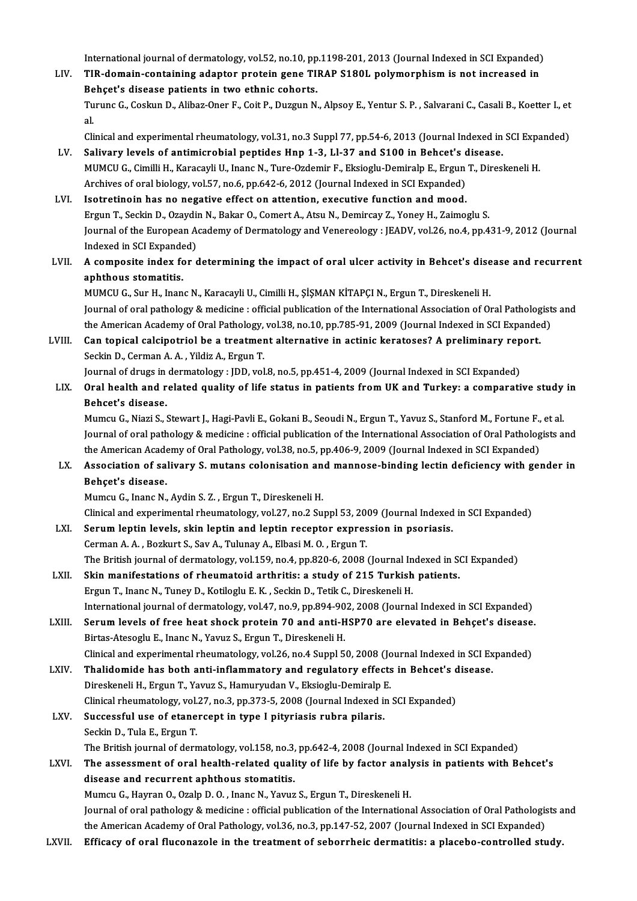International journal of dermatology, vol.52, no.10, pp.1198-201, 2013 (Journal Indexed in SCI Expanded)

LIV. **TIR-domain-containing adaptor protein gene TIRAP S180L polymorphism is not increased in Behçet's disease patients in two ethnic cohorts.**
Turunc G., Coskun D., Alibaz-Oner F., Coit P., Duzgun N., Alpsoy E., Yentur S. P. , Salvarani C., Casali B., Koetter I., et al.
Clinical and experimental rheumatology, vol.31, no.3 Suppl 77, pp.54-6, 2013 (Journal Indexed in SCI Expanded)

LV. **Salivary levels of antimicrobial peptides Hnp 1-3, Ll-37 and S100 in Behcet's disease.**
MUMCU G., Cimilli H., Karacayli U., Inanc N., Ture-Ozdemir F., Eksioglu-Demiralp E., Ergun T., Direskeneli H.
Archives of oral biology, vol.57, no.6, pp.642-6, 2012 (Journal Indexed in SCI Expanded)

LVI. **Isotretinoin has no negative effect on attention, executive function and mood.**
Ergun T., Seckin D., Ozaydin N., Bakar O., Comert A., Atsu N., Demircay Z., Yoney H., Zaimoglu S.
Journal of the European Academy of Dermatology and Venereology : JEADV, vol.26, no.4, pp.431-9, 2012 (Journal Indexed in SCI Expanded)

LVII. **A composite index for determining the impact of oral ulcer activity in Behcet's disease and recurrent aphthous stomatitis.**
MUMCU G., Sur H., Inanc N., Karacayli U., Cimilli H., ŞİŞMAN KİTAPÇI N., Ergun T., Direskeneli H.
Journal of oral pathology & medicine : official publication of the International Association of Oral Pathologists and the American Academy of Oral Pathology, vol.38, no.10, pp.785-91, 2009 (Journal Indexed in SCI Expanded)

LVIII. **Can topical calcipotriol be a treatment alternative in actinic keratoses? A preliminary report.**
Seckin D., Cerman A. A. , Yildiz A., Ergun T.
Journal of drugs in dermatology : JDD, vol.8, no.5, pp.451-4, 2009 (Journal Indexed in SCI Expanded)

LIX. **Oral health and related quality of life status in patients from UK and Turkey: a comparative study in Behcet's disease.**
Mumcu G., Niazi S., Stewart J., Hagi-Pavli E., Gokani B., Seoudi N., Ergun T., Yavuz S., Stanford M., Fortune F., et al.
Journal of oral pathology & medicine : official publication of the International Association of Oral Pathologists and the American Academy of Oral Pathology, vol.38, no.5, pp.406-9, 2009 (Journal Indexed in SCI Expanded)

LX. **Association of salivary S. mutans colonisation and mannose-binding lectin deficiency with gender in Behçet's disease.**
Mumcu G., Inanc N., Aydin S. Z. , Ergun T., Direskeneli H.
Clinical and experimental rheumatology, vol.27, no.2 Suppl 53, 2009 (Journal Indexed in SCI Expanded)

LXI. **Serum leptin levels, skin leptin and leptin receptor expression in psoriasis.**
Cerman A. A. , Bozkurt S., Sav A., Tulunay A., Elbasi M. O. , Ergun T.
The British journal of dermatology, vol.159, no.4, pp.820-6, 2008 (Journal Indexed in SCI Expanded)

LXII. **Skin manifestations of rheumatoid arthritis: a study of 215 Turkish patients.**
Ergun T., Inanc N., Tuney D., Kotiloglu E. K. , Seckin D., Tetik C., Direskeneli H.
International journal of dermatology, vol.47, no.9, pp.894-902, 2008 (Journal Indexed in SCI Expanded)

LXIII. **Serum levels of free heat shock protein 70 and anti-HSP70 are elevated in Behçet's disease.**
Birtas-Atesoglu E., Inanc N., Yavuz S., Ergun T., Direskeneli H.
Clinical and experimental rheumatology, vol.26, no.4 Suppl 50, 2008 (Journal Indexed in SCI Expanded)

LXIV. **Thalidomide has both anti-inflammatory and regulatory effects in Behcet's disease.**
Direskeneli H., Ergun T., Yavuz S., Hamuryudan V., Eksioglu-Demiralp E.
Clinical rheumatology, vol.27, no.3, pp.373-5, 2008 (Journal Indexed in SCI Expanded)

LXV. **Successful use of etanercept in type I pityriasis rubra pilaris.**
Seckin D., Tula E., Ergun T.
The British journal of dermatology, vol.158, no.3, pp.642-4, 2008 (Journal Indexed in SCI Expanded)

LXVI. **The assessment of oral health-related quality of life by factor analysis in patients with Behcet's disease and recurrent aphthous stomatitis.**
Mumcu G., Hayran O., Ozalp D. O. , Inanc N., Yavuz S., Ergun T., Direskeneli H.
Journal of oral pathology & medicine : official publication of the International Association of Oral Pathologists and the American Academy of Oral Pathology, vol.36, no.3, pp.147-52, 2007 (Journal Indexed in SCI Expanded)

LXVII. **Efficacy of oral fluconazole in the treatment of seborrheic dermatitis: a placebo-controlled study.**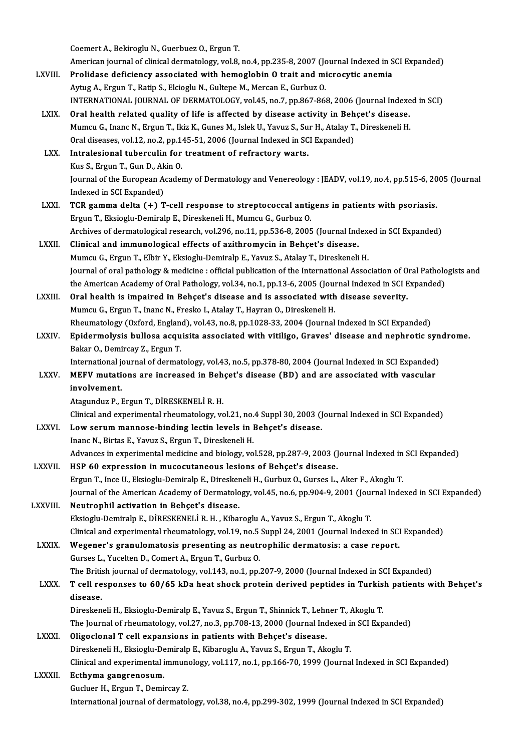Coemert A., Bekiroglu N., Guerbuez O., Ergun T.
American journal of clinical dermatology, vol.8, no.4, pp.235-8, 2007 (Journal Indexed in SCI Expanded)

LXVIII. **Prolidase deficiency associated with hemoglobin O trait and microcytic anemia**
Aytug A., Ergun T., Ratip S., Elcioglu N., Gultepe M., Mercan E., Gurbuz O.
INTERNATIONAL JOURNAL OF DERMATOLOGY, vol.45, no.7, pp.867-868, 2006 (Journal Indexed in SCI)

LXIX. **Oral health related quality of life is affected by disease activity in Behçet's disease.**
Mumcu G., Inanc N., Ergun T., Ikiz K., Gunes M., Islek U., Yavuz S., Sur H., Atalay T., Direskeneli H.
Oral diseases, vol.12, no.2, pp.145-51, 2006 (Journal Indexed in SCI Expanded)

LXX. **Intralesional tuberculin for treatment of refractory warts.**
Kus S., Ergun T., Gun D., Akin O.
Journal of the European Academy of Dermatology and Venereology : JEADV, vol.19, no.4, pp.515-6, 2005 (Journal Indexed in SCI Expanded)

LXXI. **TCR gamma delta (+) T-cell response to streptococcal antigens in patients with psoriasis.**
Ergun T., Eksioglu-Demiralp E., Direskeneli H., Mumcu G., Gurbuz O.
Archives of dermatological research, vol.296, no.11, pp.536-8, 2005 (Journal Indexed in SCI Expanded)

LXXII. **Clinical and immunological effects of azithromycin in Behçet's disease.**
Mumcu G., Ergun T., Elbir Y., Eksioglu-Demiralp E., Yavuz S., Atalay T., Direskeneli H.
Journal of oral pathology & medicine : official publication of the International Association of Oral Pathologists and the American Academy of Oral Pathology, vol.34, no.1, pp.13-6, 2005 (Journal Indexed in SCI Expanded)

LXXIII. **Oral health is impaired in Behçet's disease and is associated with disease severity.**
Mumcu G., Ergun T., Inanc N., Fresko I., Atalay T., Hayran O., Direskeneli H.
Rheumatology (Oxford, England), vol.43, no.8, pp.1028-33, 2004 (Journal Indexed in SCI Expanded)

LXXIV. **Epidermolysis bullosa acquisita associated with vitiligo, Graves' disease and nephrotic syndrome.**
Bakar O., Demircay Z., Ergun T.
International journal of dermatology, vol.43, no.5, pp.378-80, 2004 (Journal Indexed in SCI Expanded)

LXXV. **MEFV mutations are increased in Behçet's disease (BD) and are associated with vascular involvement.**
Atagunduz P., Ergun T., DİRESKENELİ R. H.
Clinical and experimental rheumatology, vol.21, no.4 Suppl 30, 2003 (Journal Indexed in SCI Expanded)

LXXVI. **Low serum mannose-binding lectin levels in Behçet's disease.**
Inanc N., Birtas E., Yavuz S., Ergun T., Direskeneli H.
Advances in experimental medicine and biology, vol.528, pp.287-9, 2003 (Journal Indexed in SCI Expanded)

LXXVII. **HSP 60 expression in mucocutaneous lesions of Behçet's disease.**
Ergun T., Ince U., Eksioglu-Demiralp E., Direskeneli H., Gurbuz O., Gurses L., Aker F., Akoglu T.
Journal of the American Academy of Dermatology, vol.45, no.6, pp.904-9, 2001 (Journal Indexed in SCI Expanded)

LXXVIII. **Neutrophil activation in Behçet's disease.**
Eksioglu-Demiralp E., DİRESKENELİ R. H. , Kibaroglu A., Yavuz S., Ergun T., Akoglu T.
Clinical and experimental rheumatology, vol.19, no.5 Suppl 24, 2001 (Journal Indexed in SCI Expanded)

LXXIX. **Wegener's granulomatosis presenting as neutrophilic dermatosis: a case report.**
Gurses L., Yucelten D., Comert A., Ergun T., Gurbuz O.
The British journal of dermatology, vol.143, no.1, pp.207-9, 2000 (Journal Indexed in SCI Expanded)

LXXX. **T cell responses to 60/65 kDa heat shock protein derived peptides in Turkish patients with Behçet's disease.**
Direskeneli H., Eksioglu-Demiralp E., Yavuz S., Ergun T., Shinnick T., Lehner T., Akoglu T.
The Journal of rheumatology, vol.27, no.3, pp.708-13, 2000 (Journal Indexed in SCI Expanded)

LXXXI. **Oligoclonal T cell expansions in patients with Behçet's disease.**
Direskeneli H., Eksioglu-Demiralp E., Kibaroglu A., Yavuz S., Ergun T., Akoglu T.
Clinical and experimental immunology, vol.117, no.1, pp.166-70, 1999 (Journal Indexed in SCI Expanded)

LXXXII. **Ecthyma gangrenosum.**
Gucluer H., Ergun T., Demircay Z.
International journal of dermatology, vol.38, no.4, pp.299-302, 1999 (Journal Indexed in SCI Expanded)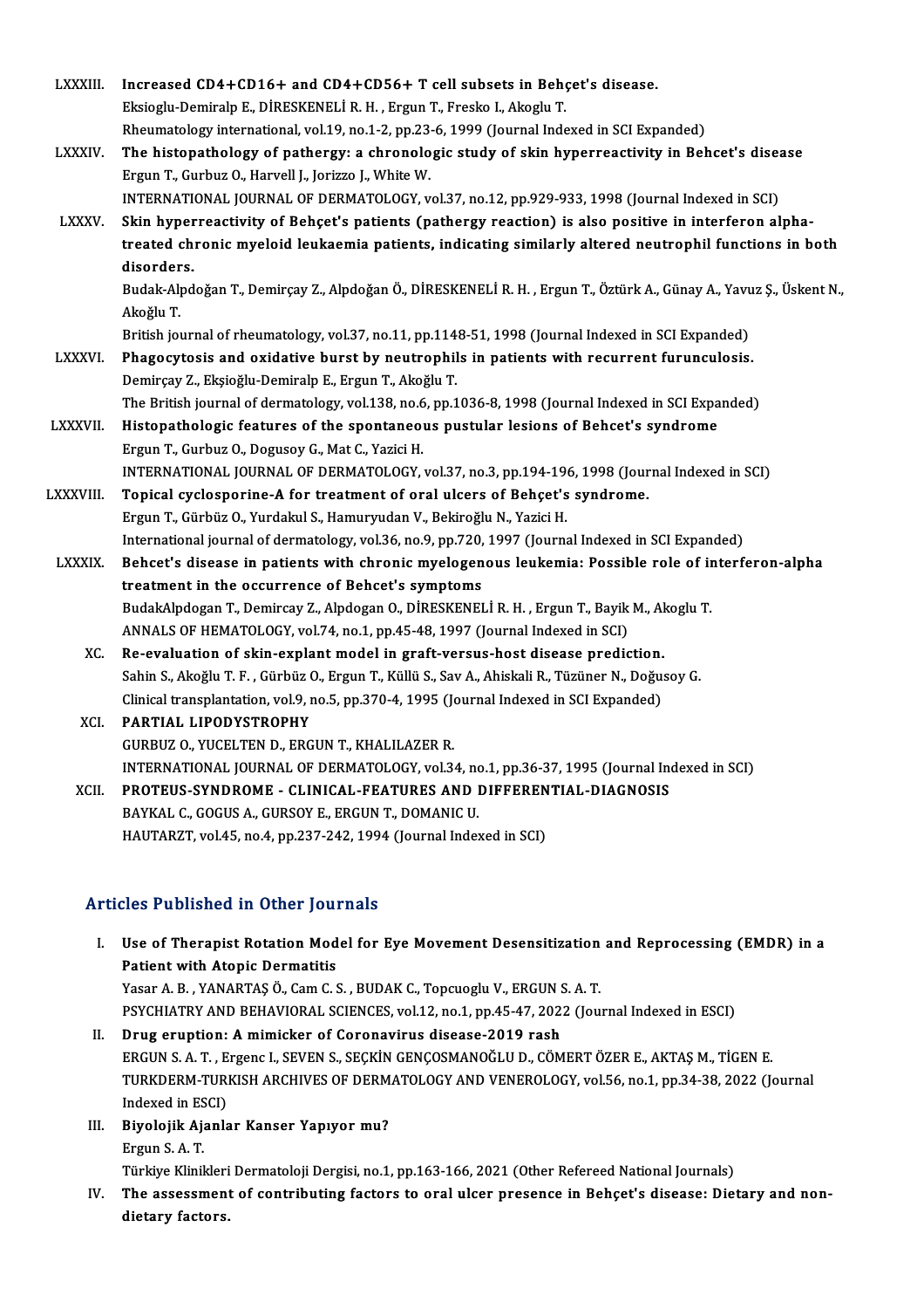LXXXIII. **Increased CD4+CD16+ and CD4+CD56+ T cell subsets in Behçet's disease.**
Eksioglu-Demiralp E., DİRESKENELİ R. H. , Ergun T., Fresko I., Akoglu T.
Rheumatology international, vol.19, no.1-2, pp.23-6, 1999 (Journal Indexed in SCI Expanded)

LXXXIV. **The histopathology of pathergy: a chronologic study of skin hyperreactivity in Behcet's disease**
Ergun T., Gurbuz O., Harvell J., Jorizzo J., White W.
INTERNATIONAL JOURNAL OF DERMATOLOGY, vol.37, no.12, pp.929-933, 1998 (Journal Indexed in SCI)

LXXXV. **Skin hyperreactivity of Behçet's patients (pathergy reaction) is also positive in interferon alpha-treated chronic myeloid leukaemia patients, indicating similarly altered neutrophil functions in both disorders.**
Budak-Alpdoğan T., Demirçay Z., Alpdoğan Ö., DİRESKENELİ R. H. , Ergun T., Öztürk A., Günay A., Yavuz Ş., Üskent N., Akoğlu T.
British journal of rheumatology, vol.37, no.11, pp.1148-51, 1998 (Journal Indexed in SCI Expanded)

LXXXVI. **Phagocytosis and oxidative burst by neutrophils in patients with recurrent furunculosis.**
Demirçay Z., Ekşioğlu-Demiralp E., Ergun T., Akoğlu T.
The British journal of dermatology, vol.138, no.6, pp.1036-8, 1998 (Journal Indexed in SCI Expanded)

LXXXVII. **Histopathologic features of the spontaneous pustular lesions of Behcet's syndrome**
Ergun T., Gurbuz O., Dogusoy G., Mat C., Yazici H.
INTERNATIONAL JOURNAL OF DERMATOLOGY, vol.37, no.3, pp.194-196, 1998 (Journal Indexed in SCI)

LXXXVIII. **Topical cyclosporine-A for treatment of oral ulcers of Behçet's syndrome.**
Ergun T., Gürbüz O., Yurdakul S., Hamuryudan V., Bekiroğlu N., Yazici H.
International journal of dermatology, vol.36, no.9, pp.720, 1997 (Journal Indexed in SCI Expanded)

LXXXIX. **Behcet's disease in patients with chronic myelogenous leukemia: Possible role of interferon-alpha treatment in the occurrence of Behcet's symptoms**
BudakAlpdogan T., Demircay Z., Alpdogan O., DİRESKENELİ R. H. , Ergun T., Bayik M., Akoglu T.
ANNALS OF HEMATOLOGY, vol.74, no.1, pp.45-48, 1997 (Journal Indexed in SCI)

XC. **Re-evaluation of skin-explant model in graft-versus-host disease prediction.**
Sahin S., Akoğlu T. F. , Gürbüz O., Ergun T., Küllü S., Sav A., Ahiskali R., Tüzüner N., Doğusoy G.
Clinical transplantation, vol.9, no.5, pp.370-4, 1995 (Journal Indexed in SCI Expanded)

XCI. **PARTIAL LIPODYSTROPHY**
GURBUZ O., YUCELTEN D., ERGUN T., KHALILAZER R.
INTERNATIONAL JOURNAL OF DERMATOLOGY, vol.34, no.1, pp.36-37, 1995 (Journal Indexed in SCI)

XCII. **PROTEUS-SYNDROME - CLINICAL-FEATURES AND DIFFERENTIAL-DIAGNOSIS**
BAYKAL C., GOGUS A., GURSOY E., ERGUN T., DOMANIC U.
HAUTARZT, vol.45, no.4, pp.237-242, 1994 (Journal Indexed in SCI)

## Articles Published in Other Journals

I. **Use of Therapist Rotation Model for Eye Movement Desensitization and Reprocessing (EMDR) in a Patient with Atopic Dermatitis**
Yasar A. B. , YANARTAŞ Ö., Cam C. S. , BUDAK C., Topcuoglu V., ERGUN S. A. T.
PSYCHIATRY AND BEHAVIORAL SCIENCES, vol.12, no.1, pp.45-47, 2022 (Journal Indexed in ESCI)

II. **Drug eruption: A mimicker of Coronavirus disease-2019 rash**
ERGUN S. A. T. , Ergenc I., SEVEN S., SEÇKİN GENÇOSMANOĞLU D., CÖMERT ÖZER E., AKTAŞ M., TİGEN E.
TURKDERM-TURKISH ARCHIVES OF DERMATOLOGY AND VENEROLOGY, vol.56, no.1, pp.34-38, 2022 (Journal Indexed in ESCI)

III. **Biyolojik Ajanlar Kanser Yapıyor mu?**
Ergun S. A. T.
Türkiye Klinikleri Dermatoloji Dergisi, no.1, pp.163-166, 2021 (Other Refereed National Journals)

IV. **The assessment of contributing factors to oral ulcer presence in Behçet's disease: Dietary and non-dietary factors.**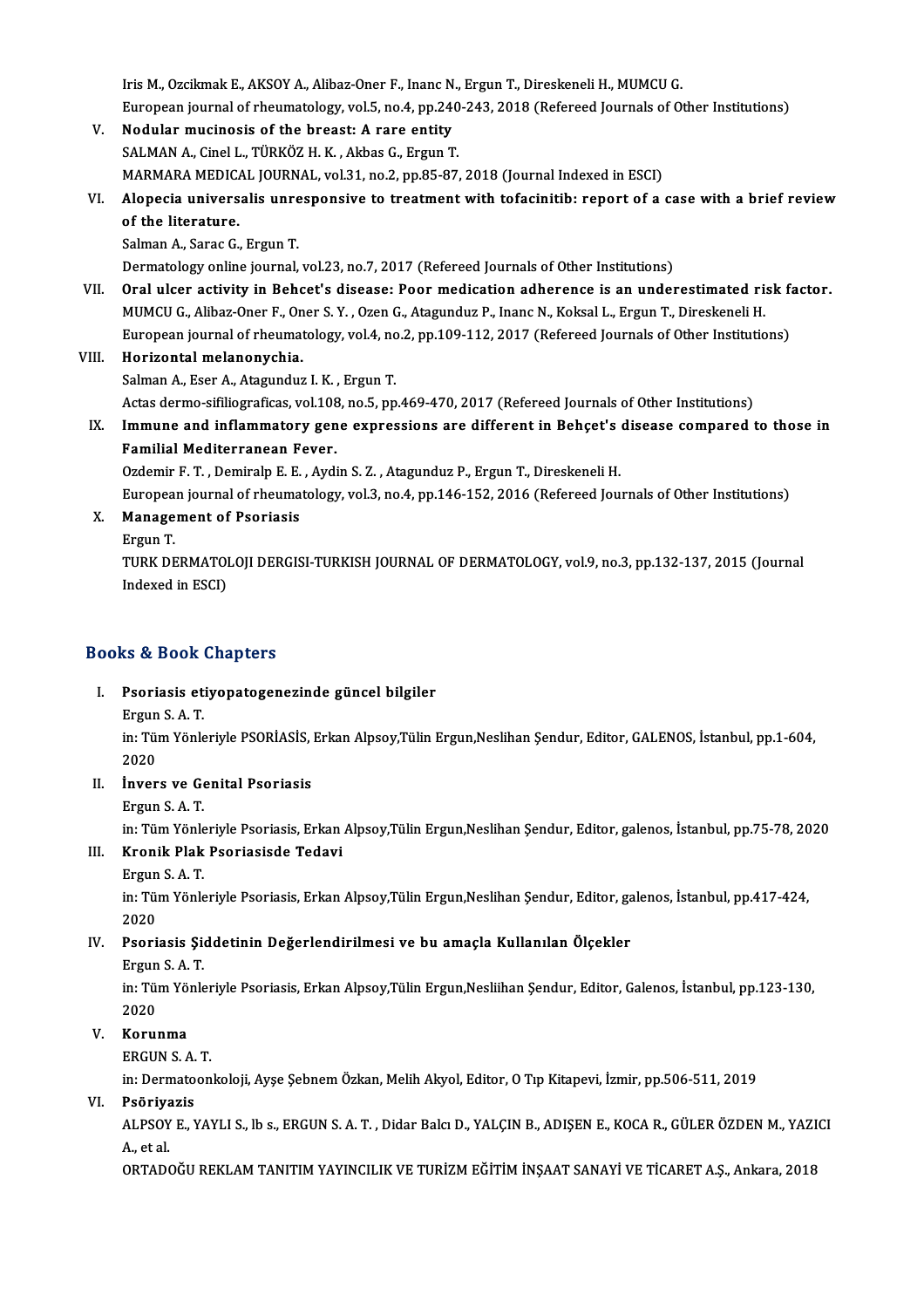Iris M., Ozcikmak E., AKSOY A., Alibaz-Oner F., Inanc N., Ergun T., Direskeneli H., MUMCU G.
European journal of rheumatology, vol.5, no.4, pp.240-243, 2018 (Refereed Journals of Other Institutions)

V. **Nodular mucinosis of the breast: A rare entity**
SALMAN A., Cinel L., TÜRKÖZ H. K. , Akbas G., Ergun T.
MARMARA MEDICAL JOURNAL, vol.31, no.2, pp.85-87, 2018 (Journal Indexed in ESCI)

VI. **Alopecia universalis unresponsive to treatment with tofacinitib: report of a case with a brief review of the literature.**
Salman A., Sarac G., Ergun T.
Dermatology online journal, vol.23, no.7, 2017 (Refereed Journals of Other Institutions)

VII. **Oral ulcer activity in Behcet's disease: Poor medication adherence is an underestimated risk factor.**
MUMCU G., Alibaz-Oner F., Oner S. Y. , Ozen G., Atagunduz P., Inanc N., Koksal L., Ergun T., Direskeneli H.
European journal of rheumatology, vol.4, no.2, pp.109-112, 2017 (Refereed Journals of Other Institutions)

VIII. **Horizontal melanonychia.**
Salman A., Eser A., Atagunduz I. K. , Ergun T.
Actas dermo-sifiliograficas, vol.108, no.5, pp.469-470, 2017 (Refereed Journals of Other Institutions)

IX. **Immune and inflammatory gene expressions are different in Behçet's disease compared to those in Familial Mediterranean Fever.**
Ozdemir F. T. , Demiralp E. E. , Aydin S. Z. , Atagunduz P., Ergun T., Direskeneli H.
European journal of rheumatology, vol.3, no.4, pp.146-152, 2016 (Refereed Journals of Other Institutions)

X. **Management of Psoriasis**
Ergun T.
TURK DERMATOLOJI DERGISI-TURKISH JOURNAL OF DERMATOLOGY, vol.9, no.3, pp.132-137, 2015 (Journal Indexed in ESCI)

## Books & Book Chapters

I. **Psoriasis etiyopatogenezinde güncel bilgiler**
Ergun S. A. T.
in: Tüm Yönleriyle PSORİASİS, Erkan Alpsoy,Tülin Ergun,Neslihan Şendur, Editor, GALENOS, İstanbul, pp.1-604, 2020

II. **İnvers ve Genital Psoriasis**
Ergun S. A. T.
in: Tüm Yönleriyle Psoriasis, Erkan Alpsoy,Tülin Ergun,Neslihan Şendur, Editor, galenos, İstanbul, pp.75-78, 2020

III. **Kronik Plak Psoriasisde Tedavi**
Ergun S. A. T.
in: Tüm Yönleriyle Psoriasis, Erkan Alpsoy,Tülin Ergun,Neslihan Şendur, Editor, galenos, İstanbul, pp.417-424, 2020

IV. **Psoriasis Şiddetinin Değerlendirilmesi ve bu amaçla Kullanılan Ölçekler**
Ergun S. A. T.
in: Tüm Yönleriyle Psoriasis, Erkan Alpsoy,Tülin Ergun,Nesliihan Şendur, Editor, Galenos, İstanbul, pp.123-130, 2020

V. **Korunma**
ERGUN S. A. T.
in: Dermatoonkoloji, Ayşe Şebnem Özkan, Melih Akyol, Editor, O Tıp Kitapevi, İzmir, pp.506-511, 2019

VI. **Psöriyazis**
ALPSOY E., YAYLI S., lb s., ERGUN S. A. T. , Didar Balcı D., YALÇIN B., ADIŞEN E., KOCA R., GÜLER ÖZDEN M., YAZICI A., et al.
ORTADOĞU REKLAM TANITIM YAYINCILIK VE TURİZM EĞİTİM İNŞAAT SANAYİ VE TİCARET A.Ş., Ankara, 2018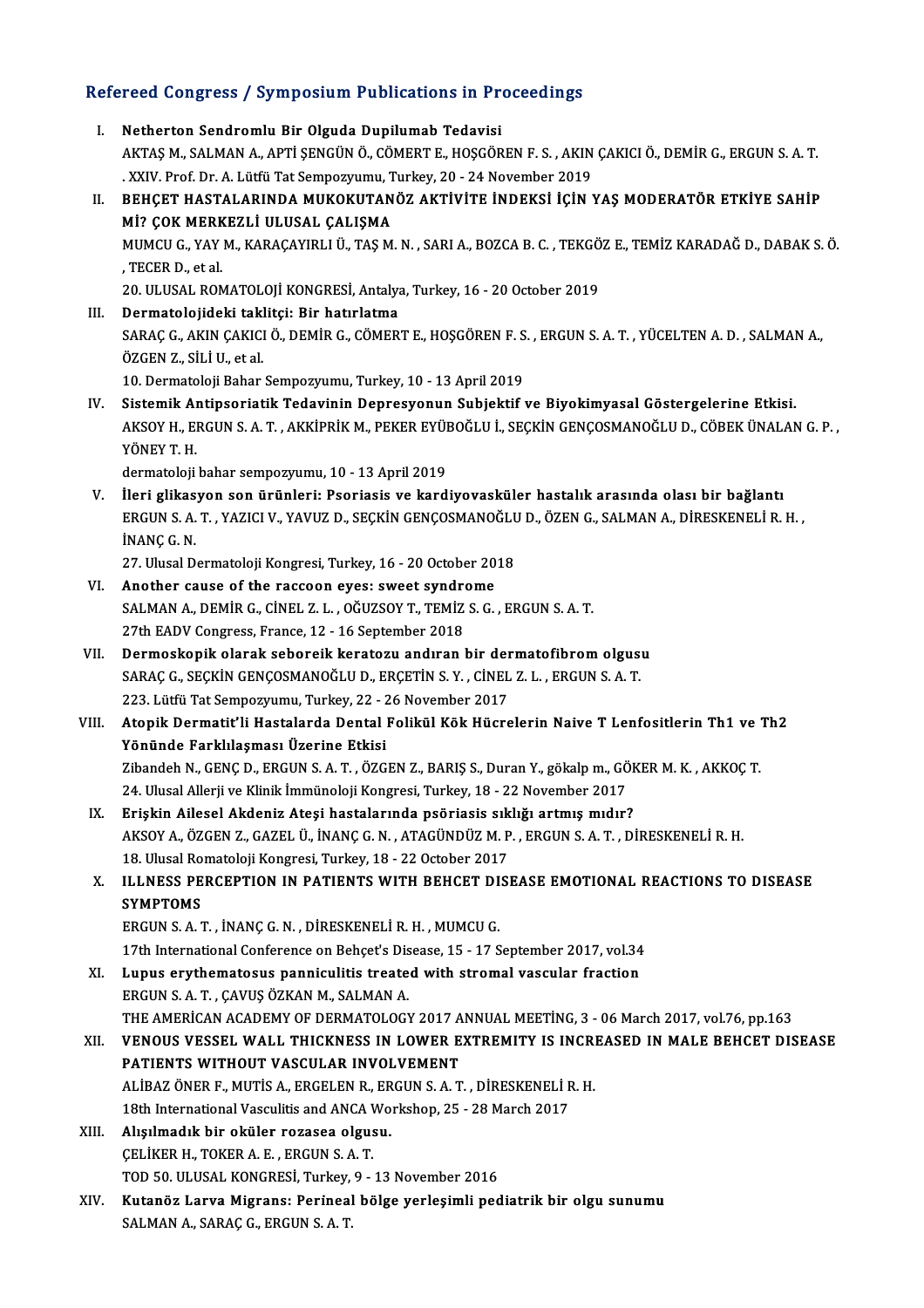## Refereed Congress / Symposium Publications in Proceedings

I. **Netherton Sendromlu Bir Olguda Dupilumab Tedavisi**
AKTAŞ M., SALMAN A., APTİ ŞENGÜN Ö., CÖMERT E., HOŞGÖREN F. S. , AKIN ÇAKICI Ö., DEMİR G., ERGUN S. A. T.
. XXIV. Prof. Dr. A. Lütfü Tat Sempozyumu, Turkey, 20 - 24 November 2019

II. **BEHÇET HASTALARINDA MUKOKUTANÖZ AKTİVİTE İNDEKSİ İÇİN YAŞ MODERATÖR ETKİYE SAHİP Mİ? ÇOK MERKEZLİ ULUSAL ÇALIŞMA**
MUMCU G., YAY M., KARAÇAYIRLI Ü., TAŞ M. N. , SARI A., BOZCA B. C. , TEKGÖZ E., TEMİZ KARADAĞ D., DABAK S. Ö. , TECER D., et al.
20. ULUSAL ROMATOLOJİ KONGRESİ, Antalya, Turkey, 16 - 20 October 2019

III. **Dermatolojideki taklitçi: Bir hatırlatma**
SARAÇ G., AKIN ÇAKICI Ö., DEMİR G., CÖMERT E., HOŞGÖREN F. S. , ERGUN S. A. T. , YÜCELTEN A. D. , SALMAN A., ÖZGEN Z., SİLİ U., et al.
10. Dermatoloji Bahar Sempozyumu, Turkey, 10 - 13 April 2019

IV. **Sistemik Antipsoriatik Tedavinin Depresyonun Subjektif ve Biyokimyasal Göstergelerine Etkisi.**
AKSOY H., ERGUN S. A. T. , AKKİPRİK M., PEKER EYÜBOĞLU İ., SEÇKİN GENÇOSMANOĞLU D., CÖBEK ÜNALAN G. P. , YÖNEY T. H.
dermatoloji bahar sempozyumu, 10 - 13 April 2019

V. **İleri glikasyon son ürünleri: Psoriasis ve kardiyovasküler hastalık arasında olası bir bağlantı**
ERGUN S. A. T. , YAZICI V., YAVUZ D., SEÇKİN GENÇOSMANOĞLU D., ÖZEN G., SALMAN A., DİRESKENELİ R. H. , İNANÇ G. N.
27. Ulusal Dermatoloji Kongresi, Turkey, 16 - 20 October 2018

VI. **Another cause of the raccoon eyes: sweet syndrome**
SALMAN A., DEMİR G., CİNEL Z. L. , OĞUZSOY T., TEMİZ S. G. , ERGUN S. A. T.
27th EADV Congress, France, 12 - 16 September 2018

VII. **Dermoskopik olarak seboreik keratozu andıran bir dermatofibrom olgusu**
SARAÇ G., SEÇKİN GENÇOSMANOĞLU D., ERÇETİN S. Y. , CİNEL Z. L. , ERGUN S. A. T.
223. Lütfü Tat Sempozyumu, Turkey, 22 - 26 November 2017

VIII. **Atopik Dermatit'li Hastalarda Dental Folikül Kök Hücrelerin Naive T Lenfositlerin Th1 ve Th2 Yönünde Farklılaşması Üzerine Etkisi**
Zibandeh N., GENÇ D., ERGUN S. A. T. , ÖZGEN Z., BARIŞ S., Duran Y., gökalp m., GÖKER M. K. , AKKOÇ T.
24. Ulusal Allerji ve Klinik İmmünoloji Kongresi, Turkey, 18 - 22 November 2017

IX. **Erişkin Ailesel Akdeniz Ateşi hastalarında psöriasis sıklığı artmış mıdır?**
AKSOY A., ÖZGEN Z., GAZEL Ü., İNANÇ G. N. , ATAGÜNDÜZ M. P. , ERGUN S. A. T. , DİRESKENELİ R. H.
18. Ulusal Romatoloji Kongresi, Turkey, 18 - 22 October 2017

X. **ILLNESS PERCEPTION IN PATIENTS WITH BEHCET DISEASE EMOTIONAL REACTIONS TO DISEASE SYMPTOMS**
ERGUN S. A. T. , İNANÇ G. N. , DİRESKENELİ R. H. , MUMCU G.
17th International Conference on Behçet's Disease, 15 - 17 September 2017, vol.34

XI. **Lupus erythematosus panniculitis treated with stromal vascular fraction**
ERGUN S. A. T. , ÇAVUŞ ÖZKAN M., SALMAN A.
THE AMERİCAN ACADEMY OF DERMATOLOGY 2017 ANNUAL MEETİNG, 3 - 06 March 2017, vol.76, pp.163

XII. **VENOUS VESSEL WALL THICKNESS IN LOWER EXTREMITY IS INCREASED IN MALE BEHCET DISEASE PATIENTS WITHOUT VASCULAR INVOLVEMENT**
ALİBAZ ÖNER F., MUTİS A., ERGELEN R., ERGUN S. A. T. , DİRESKENELİ R. H.
18th International Vasculitis and ANCA Workshop, 25 - 28 March 2017

XIII. **Alışılmadık bir oküler rozasea olgusu.**
ÇELİKER H., TOKER A. E. , ERGUN S. A. T.
TOD 50. ULUSAL KONGRESİ, Turkey, 9 - 13 November 2016

XIV. **Kutanöz Larva Migrans: Perineal bölge yerleşimli pediatrik bir olgu sunumu**
SALMAN A., SARAÇ G., ERGUN S. A. T.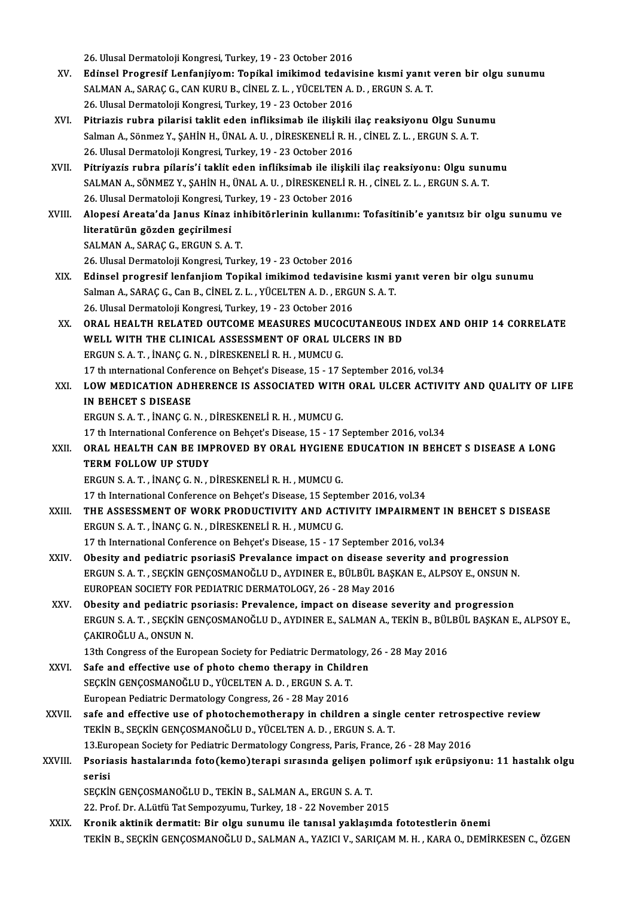26. Ulusal Dermatoloji Kongresi, Turkey, 19 - 23 October 2016

XV. **Edinsel Progresif Lenfanjiyom: Topikal imikimod tedavisine kısmi yanıt veren bir olgu sunumu**
SALMAN A., SARAÇ G., CAN KURU B., CİNEL Z. L. , YÜCELTEN A. D. , ERGUN S. A. T.
26. Ulusal Dermatoloji Kongresi, Turkey, 19 - 23 October 2016

XVI. **Pitriazis rubra pilarisi taklit eden infliksimab ile ilişkili ilaç reaksiyonu Olgu Sunumu**
Salman A., Sönmez Y., ŞAHİN H., ÜNAL A. U. , DİRESKENELİ R. H. , CİNEL Z. L. , ERGUN S. A. T.
26. Ulusal Dermatoloji Kongresi, Turkey, 19 - 23 October 2016

XVII. **Pitriyazis rubra pilaris'i taklit eden infliksimab ile ilişkili ilaç reaksiyonu: Olgu sunumu**
SALMAN A., SÖNMEZ Y., ŞAHİN H., ÜNAL A. U. , DİRESKENELİ R. H. , CİNEL Z. L. , ERGUN S. A. T.
26. Ulusal Dermatoloji Kongresi, Turkey, 19 - 23 October 2016

XVIII. **Alopesi Areata'da Janus Kinaz inhibitörlerinin kullanımı: Tofasitinib'e yanıtsız bir olgu sunumu ve literatürün gözden geçirilmesi**
SALMAN A., SARAÇ G., ERGUN S. A. T.
26. Ulusal Dermatoloji Kongresi, Turkey, 19 - 23 October 2016

XIX. **Edinsel progresif lenfanjiom Topikal imikimod tedavisine kısmi yanıt veren bir olgu sunumu**
Salman A., SARAÇ G., Can B., CİNEL Z. L. , YÜCELTEN A. D. , ERGUN S. A. T.
26. Ulusal Dermatoloji Kongresi, Turkey, 19 - 23 October 2016

XX. **ORAL HEALTH RELATED OUTCOME MEASURES MUCOCUTANEOUS INDEX AND OHIP 14 CORRELATE WELL WITH THE CLINICAL ASSESSMENT OF ORAL ULCERS IN BD**
ERGUN S. A. T. , İNANÇ G. N. , DİRESKENELİ R. H. , MUMCU G.
17 th ınternational Conference on Behçet's Disease, 15 - 17 September 2016, vol.34

XXI. **LOW MEDICATION ADHERENCE IS ASSOCIATED WITH ORAL ULCER ACTIVITY AND QUALITY OF LIFE IN BEHCET S DISEASE**
ERGUN S. A. T. , İNANÇ G. N. , DİRESKENELİ R. H. , MUMCU G.
17 th International Conference on Behçet's Disease, 15 - 17 September 2016, vol.34

XXII. **ORAL HEALTH CAN BE IMPROVED BY ORAL HYGIENE EDUCATION IN BEHCET S DISEASE A LONG TERM FOLLOW UP STUDY**
ERGUN S. A. T. , İNANÇ G. N. , DİRESKENELİ R. H. , MUMCU G.
17 th International Conference on Behçet's Disease, 15 September 2016, vol.34

XXIII. **THE ASSESSMENT OF WORK PRODUCTIVITY AND ACTIVITY IMPAIRMENT IN BEHCET S DISEASE**
ERGUN S. A. T. , İNANÇ G. N. , DİRESKENELİ R. H. , MUMCU G.
17 th International Conference on Behçet's Disease, 15 - 17 September 2016, vol.34

XXIV. **Obesity and pediatric psoriasiS Prevalance impact on disease severity and progression**
ERGUN S. A. T. , SEÇKİN GENÇOSMANOĞLU D., AYDINER E., BÜLBÜL BAŞKAN E., ALPSOY E., ONSUN N.
EUROPEAN SOCIETY FOR PEDIATRIC DERMATOLOGY, 26 - 28 May 2016

XXV. **Obesity and pediatric psoriasis: Prevalence, impact on disease severity and progression**
ERGUN S. A. T. , SEÇKİN GENÇOSMANOĞLU D., AYDINER E., SALMAN A., TEKİN B., BÜLBÜL BAŞKAN E., ALPSOY E., ÇAKIROĞLU A., ONSUN N.
13th Congress of the European Society for Pediatric Dermatology, 26 - 28 May 2016

XXVI. **Safe and effective use of photo chemo therapy in Children**
SEÇKİN GENÇOSMANOĞLU D., YÜCELTEN A. D. , ERGUN S. A. T.
European Pediatric Dermatology Congress, 26 - 28 May 2016

XXVII. **safe and effective use of photochemotherapy in children a single center retrospective review**
TEKİN B., SEÇKİN GENÇOSMANOĞLU D., YÜCELTEN A. D. , ERGUN S. A. T.
13.European Society for Pediatric Dermatology Congress, Paris, France, 26 - 28 May 2016

XXVIII. **Psoriasis hastalarında foto(kemo)terapi sırasında gelişen polimorf ışık erüpsiyonu: 11 hastalık olgu serisi**
SEÇKİN GENÇOSMANOĞLU D., TEKİN B., SALMAN A., ERGUN S. A. T.
22. Prof. Dr. A.Lütfü Tat Sempozyumu, Turkey, 18 - 22 November 2015

XXIX. **Kronik aktinik dermatit: Bir olgu sunumu ile tanısal yaklaşımda fototestlerin önemi**
TEKİN B., SEÇKİN GENÇOSMANOĞLU D., SALMAN A., YAZICI V., SARIÇAM M. H. , KARA O., DEMİRKESEN C., ÖZGEN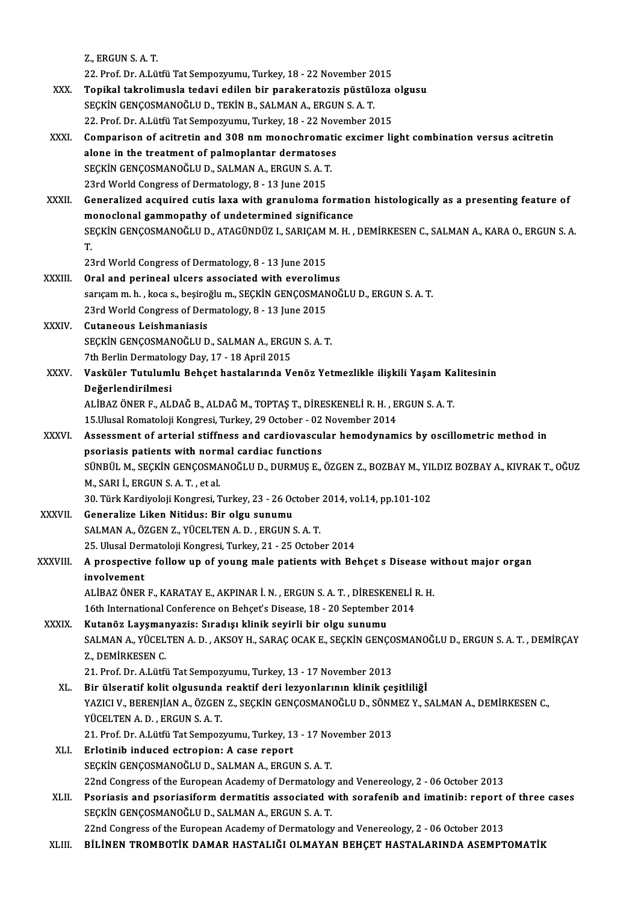Z., ERGUN S. A. T.
22. Prof. Dr. A.Lütfü Tat Sempozyumu, Turkey, 18 - 22 November 2015

XXX. **Topikal takrolimusla tedavi edilen bir parakeratozis püstüloza olgusu**
SEÇKİN GENÇOSMANOĞLU D., TEKİN B., SALMAN A., ERGUN S. A. T.
22. Prof. Dr. A.Lütfü Tat Sempozyumu, Turkey, 18 - 22 November 2015

XXXI. **Comparison of acitretin and 308 nm monochromatic excimer light combination versus acitretin alone in the treatment of palmoplantar dermatoses**
SEÇKİN GENÇOSMANOĞLU D., SALMAN A., ERGUN S. A. T.
23rd World Congress of Dermatology, 8 - 13 June 2015

XXXII. **Generalized acquired cutis laxa with granuloma formation histologically as a presenting feature of monoclonal gammopathy of undetermined significance**
SEÇKİN GENÇOSMANOĞLU D., ATAGÜNDÜZ I., SARIÇAM M. H. , DEMİRKESEN C., SALMAN A., KARA O., ERGUN S. A. T.
23rd World Congress of Dermatology, 8 - 13 June 2015

XXXIII. **Oral and perineal ulcers associated with everolimus**
sarıçam m. h. , koca s., beşiroğlu m., SEÇKİN GENÇOSMANOĞLU D., ERGUN S. A. T.
23rd World Congress of Dermatology, 8 - 13 June 2015

XXXIV. **Cutaneous Leishmaniasis**
SEÇKİN GENÇOSMANOĞLU D., SALMAN A., ERGUN S. A. T.
7th Berlin Dermatology Day, 17 - 18 April 2015

XXXV. **Vasküler Tutulumlu Behçet hastalarında Venöz Yetmezlikle ilişkili Yaşam Kalitesinin Değerlendirilmesi**
ALİBAZ ÖNER F., ALDAĞ B., ALDAĞ M., TOPTAŞ T., DİRESKENELİ R. H. , ERGUN S. A. T.
15.Ulusal Romatoloji Kongresi, Turkey, 29 October - 02 November 2014

XXXVI. **Assessment of arterial stiffness and cardiovascular hemodynamics by oscillometric method in psoriasis patients with normal cardiac functions**
SÜNBÜL M., SEÇKİN GENÇOSMANOĞLU D., DURMUŞ E., ÖZGEN Z., BOZBAY M., YILDIZ BOZBAY A., KIVRAK T., OĞUZ M., SARI İ., ERGUN S. A. T. , et al.
30. Türk Kardiyoloji Kongresi, Turkey, 23 - 26 October 2014, vol.14, pp.101-102

XXXVII. **Generalize Liken Nitidus: Bir olgu sunumu**
SALMAN A., ÖZGEN Z., YÜCELTEN A. D. , ERGUN S. A. T.
25. Ulusal Dermatoloji Kongresi, Turkey, 21 - 25 October 2014

XXXVIII. **A prospective follow up of young male patients with Behçet s Disease without major organ involvement**
ALİBAZ ÖNER F., KARATAY E., AKPINAR İ. N. , ERGUN S. A. T. , DİRESKENELİ R. H.
16th International Conference on Behçet's Disease, 18 - 20 September 2014

XXXIX. **Kutanöz Layşmanyazis: Sıradışı klinik seyirli bir olgu sunumu**
SALMAN A., YÜCELTEN A. D. , AKSOY H., SARAÇ OCAK E., SEÇKİN GENÇOSMANOĞLU D., ERGUN S. A. T. , DEMİRÇAY Z., DEMİRKESEN C.
21. Prof. Dr. A.Lütfü Tat Sempozyumu, Turkey, 13 - 17 November 2013

XL. **Bir ülseratif kolit olgusunda reaktif deri lezyonlarının klinik çeşitliliği**
YAZICI V., BERENJİAN A., ÖZGEN Z., SEÇKİN GENÇOSMANOĞLU D., SÖNMEZ Y., SALMAN A., DEMİRKESEN C., YÜCELTEN A. D. , ERGUN S. A. T.
21. Prof. Dr. A.Lütfü Tat Sempozyumu, Turkey, 13 - 17 November 2013

XLI. **Erlotinib induced ectropion: A case report**
SEÇKİN GENÇOSMANOĞLU D., SALMAN A., ERGUN S. A. T.
22nd Congress of the European Academy of Dermatology and Venereology, 2 - 06 October 2013

XLII. **Psoriasis and psoriasiform dermatitis associated with sorafenib and imatinib: report of three cases**
SEÇKİN GENÇOSMANOĞLU D., SALMAN A., ERGUN S. A. T.
22nd Congress of the European Academy of Dermatology and Venereology, 2 - 06 October 2013

XLIII. **BİLİNEN TROMBOTİK DAMAR HASTALIĞI OLMAYAN BEHÇET HASTALARINDA ASEMPTOMATİK**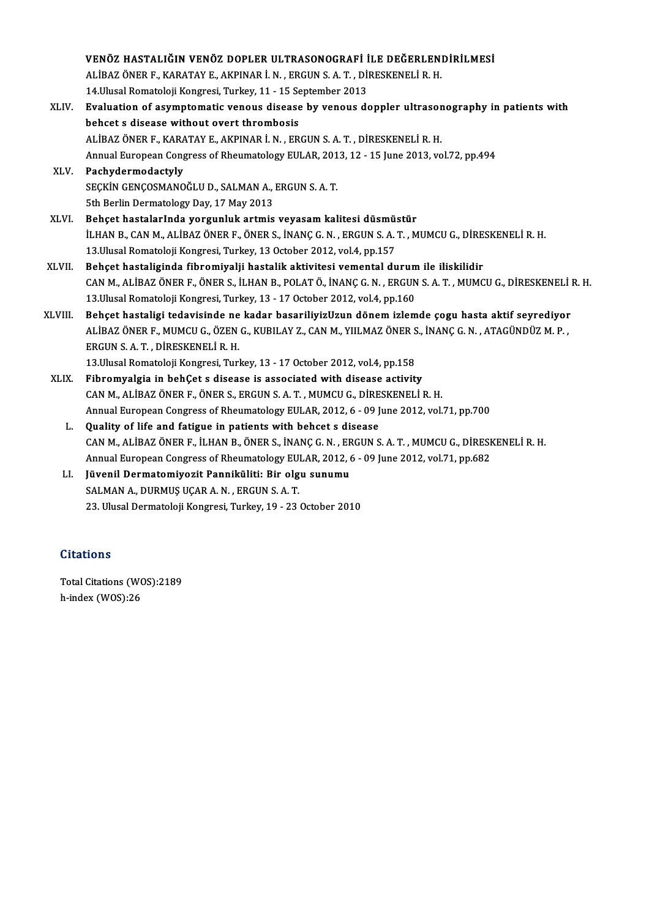**VENÖZ HASTALIĞIN VENÖZ DOPLER ULTRASONOGRAFİ İLE DEĞERLENDİRİLMESİ**
ALİBAZ ÖNER F., KARATAY E., AKPINAR İ. N. , ERGUN S. A. T. , DİRESKENELİ R. H.
14.Ulusal Romatoloji Kongresi, Turkey, 11 - 15 September 2013

XLIV. **Evaluation of asymptomatic venous disease by venous doppler ultrasonography in patients with behcet s disease without overt thrombosis**
ALİBAZ ÖNER F., KARATAY E., AKPINAR İ. N. , ERGUN S. A. T. , DİRESKENELİ R. H.
Annual European Congress of Rheumatology EULAR, 2013, 12 - 15 June 2013, vol.72, pp.494

XLV. **Pachydermodactyly**
SEÇKİN GENÇOSMANOĞLU D., SALMAN A., ERGUN S. A. T.
5th Berlin Dermatology Day, 17 May 2013

XLVI. **Behçet hastalarInda yorgunluk artmis veyasam kalitesi düsmüstür**
İLHAN B., CAN M., ALİBAZ ÖNER F., ÖNER S., İNANÇ G. N. , ERGUN S. A. T. , MUMCU G., DİRESKENELİ R. H.
13.Ulusal Romatoloji Kongresi, Turkey, 13 October 2012, vol.4, pp.157

XLVII. **Behçet hastaliginda fibromiyalji hastalik aktivitesi vemental durum ile iliskilidir**
CAN M., ALİBAZ ÖNER F., ÖNER S., İLHAN B., POLAT Ö., İNANÇ G. N. , ERGUN S. A. T. , MUMCU G., DİRESKENELİ R. H.
13.Ulusal Romatoloji Kongresi, Turkey, 13 - 17 October 2012, vol.4, pp.160

XLVIII. **Behçet hastaligi tedavisinde ne kadar basariliyizUzun dönem izlemde çogu hasta aktif seyrediyor**
ALİBAZ ÖNER F., MUMCU G., ÖZEN G., KUBILAY Z., CAN M., YIILMAZ ÖNER S., İNANÇ G. N. , ATAGÜNDÜZ M. P. , ERGUN S. A. T. , DİRESKENELİ R. H.
13.Ulusal Romatoloji Kongresi, Turkey, 13 - 17 October 2012, vol.4, pp.158

XLIX. **Fibromyalgia in behÇet s disease is associated with disease activity**
CAN M., ALİBAZ ÖNER F., ÖNER S., ERGUN S. A. T. , MUMCU G., DİRESKENELİ R. H.
Annual European Congress of Rheumatology EULAR, 2012, 6 - 09 June 2012, vol.71, pp.700

L. **Quality of life and fatigue in patients with behcet s disease**
CAN M., ALİBAZ ÖNER F., İLHAN B., ÖNER S., İNANÇ G. N. , ERGUN S. A. T. , MUMCU G., DİRESKENELİ R. H.
Annual European Congress of Rheumatology EULAR, 2012, 6 - 09 June 2012, vol.71, pp.682

LI. **Jüvenil Dermatomiyozit Panniküliti: Bir olgu sunumu**
SALMAN A., DURMUŞ UÇAR A. N. , ERGUN S. A. T.
23. Ulusal Dermatoloji Kongresi, Turkey, 19 - 23 October 2010

## Citations

Total Citations (WOS):2189
h-index (WOS):26